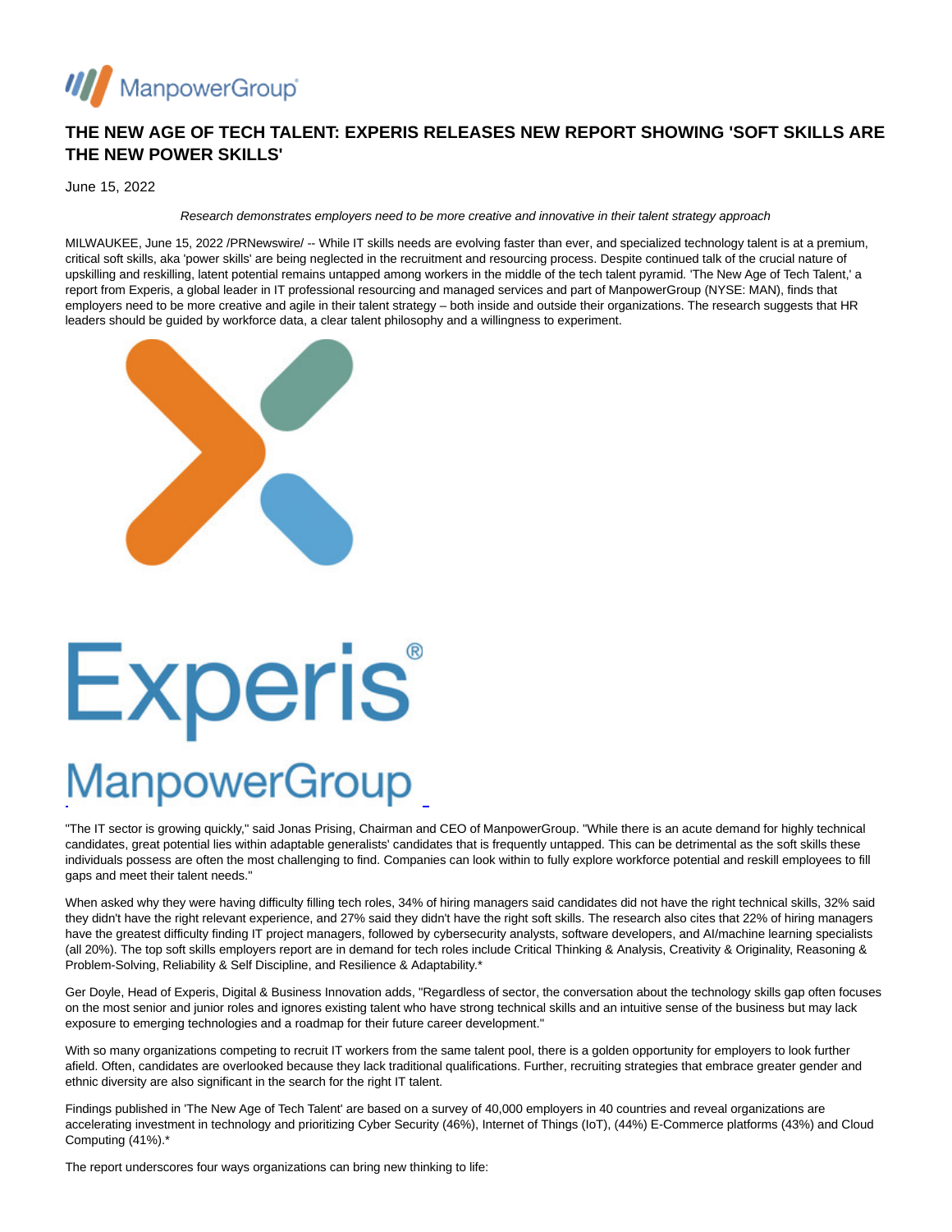# THE NEW AGE OF TECH TALENT: EXPERIS RELEASES NEW REPORT SHOWING 'SOFT SKILLS ARE THE NEW POWER SKILLS'

June 15, 2022

*Research demonstrates employers need to be more creative and innovative in their talent strategy approach*

MILWAUKEE, June 15, 2022 /PRNewswire/ -- While IT skills needs are evolving faster than ever, and specialized technology talent is at a premium, critical soft skills, aka 'power skills' are being neglected in the recruitment and resourcing process. Despite continued talk of the crucial nature of upskilling and reskilling, latent potential remains untapped among workers in the middle of the tech talent pyramid. 'The New Age of Tech Talent,' a report from Experis, a global leader in IT professional resourcing and managed services and part of ManpowerGroup (NYSE: MAN), finds that employers need to be more creative and agile in their talent strategy – both inside and outside their organizations. The research suggests that HR leaders should be guided by workforce data, a clear talent philosophy and a willingness to experiment.

"The IT sector is growing quickly," said Jonas Prising, Chairman and CEO of ManpowerGroup. "While there is an acute demand for highly technical candidates, great potential lies within adaptable generalists' candidates that is frequently untapped. This can be detrimental as the soft skills these individuals possess are often the most challenging to find. Companies can look within to fully explore workforce potential and reskill employees to fill gaps and meet their talent needs."

When asked why they were having difficulty filling tech roles, 34% of hiring managers said candidates did not have the right technical skills, 32% said they didn't have the right relevant experience, and 27% said they didn't have the right soft skills. The research also cites that 22% of hiring managers have the greatest difficulty finding IT project managers, followed by cybersecurity analysts, software developers, and AI/machine learning specialists (all 20%). The top soft skills employers report are in demand for tech roles include Critical Thinking & Analysis, Creativity & Originality, Reasoning & Problem-Solving, Reliability & Self Discipline, and Resilience & Adaptability.*

Ger Doyle, Head of Experis, Digital & Business Innovation adds, "Regardless of sector, the conversation about the technology skills gap often focuses on the most senior and junior roles and ignores existing talent who have strong technical skills and an intuitive sense of the business but may lack exposure to emerging technologies and a roadmap for their future career development."

With so many organizations competing to recruit IT workers from the same talent pool, there is a golden opportunity for employers to look further afield. Often, candidates are overlooked because they lack traditional qualifications. Further, recruiting strategies that embrace greater gender and ethnic diversity are also significant in the search for the right IT talent.

Findings published in 'The New Age of Tech Talent' are based on a survey of 40,000 employers in 40 countries and reveal organizations are accelerating investment in technology and prioritizing Cyber Security (46%), Internet of Things (IoT), (44%) E-Commerce platforms (43%) and Cloud Computing (41%).*

The report underscores four ways organizations can bring new thinking to life: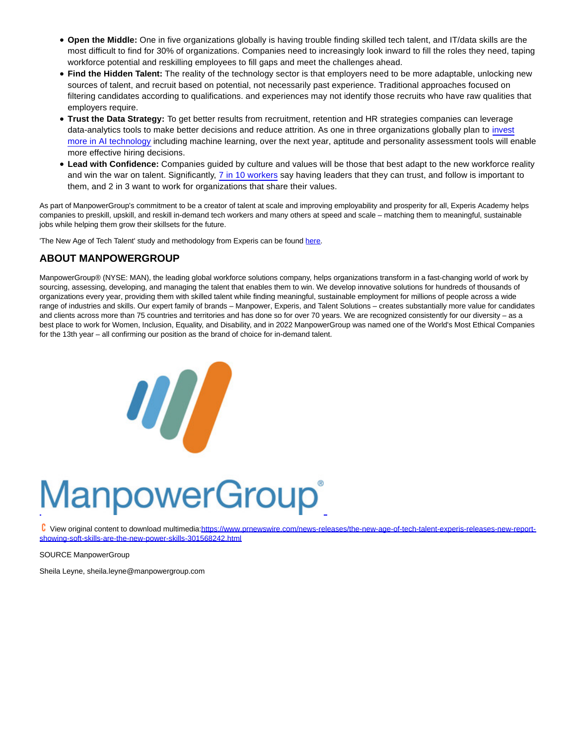- **Open the Middle:** One in five organizations globally is having trouble finding skilled tech talent, and IT/data skills are the most difficult to find for 30% of organizations. Companies need to increasingly look inward to fill the roles they need, taping workforce potential and reskilling employees to fill gaps and meet the challenges ahead.
- **Find the Hidden Talent:** The reality of the technology sector is that employers need to be more adaptable, unlocking new sources of talent, and recruit based on potential, not necessarily past experience. Traditional approaches focused on filtering candidates according to qualifications. and experiences may not identify those recruits who have raw qualities that employers require.
- **Trust the Data Strategy:** To get better results from recruitment, retention and HR strategies companies can leverage data-analytics tools to make better decisions and reduce attrition. As one in three organizations globally plan to invest more in AI technology including machine learning, over the next year, aptitude and personality assessment tools will enable more effective hiring decisions.
- **Lead with Confidence:** Companies guided by culture and values will be those that best adapt to the new workforce reality and win the war on talent. Significantly, 7 in 10 workers say having leaders that they can trust, and follow is important to them, and 2 in 3 want to work for organizations that share their values.

As part of ManpowerGroup's commitment to be a creator of talent at scale and improving employability and prosperity for all, Experis Academy helps companies to preskill, upskill, and reskill in-demand tech workers and many others at speed and scale – matching them to meaningful, sustainable jobs while helping them grow their skillsets for the future.

'The New Age of Tech Talent' study and methodology from Experis can be found here.

## ABOUT MANPOWERGROUP

ManpowerGroup® (NYSE: MAN), the leading global workforce solutions company, helps organizations transform in a fast-changing world of work by sourcing, assessing, developing, and managing the talent that enables them to win. We develop innovative solutions for hundreds of thousands of organizations every year, providing them with skilled talent while finding meaningful, sustainable employment for millions of people across a wide range of industries and skills. Our expert family of brands – Manpower, Experis, and Talent Solutions – creates substantially more value for candidates and clients across more than 75 countries and territories and has done so for over 70 years. We are recognized consistently for our diversity – as a best place to work for Women, Inclusion, Equality, and Disability, and in 2022 ManpowerGroup was named one of the World's Most Ethical Companies for the 13th year – all confirming our position as the brand of choice for in-demand talent.

ManpowerGroup®

View original content to download multimedia:https://www.prnewswire.com/news-releases/the-new-age-of-tech-talent-experis-releases-new-report-showing-soft-skills-are-the-new-power-skills-301568242.html

SOURCE ManpowerGroup

Sheila Leyne, sheila.leyne@manpowergroup.com